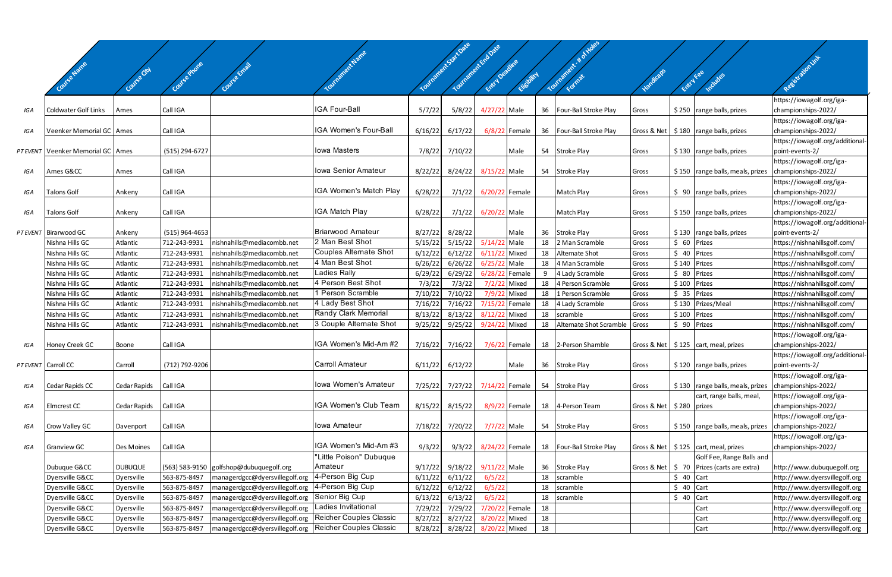| | Course Name | Course City | Course Phone | Course Email | Tournament Name | Tournament Start Date | Tournament End Date | Entry Deadline | Eligibility | Tournament - # of Holes | Format | Handicaps | Entry Fee | Includes | Registration Link |
|---|---|---|---|---|---|---|---|---|---|---|---|---|---|---|---|
| IGA | Coldwater Golf Links | Ames | Call IGA | | IGA Four-Ball | 5/7/22 | 5/8/22 | 4/27/22 | Male | 36 | Four-Ball Stroke Play | Gross | $ 250 | range balls, prizes | https://iowagolf.org/iga-championships-2022/ |
| IGA | Veenker Memorial GC | Ames | Call IGA | | IGA Women's Four-Ball | 6/16/22 | 6/17/22 | 6/8/22 | Female | 36 | Four-Ball Stroke Play | Gross & Net | $ 180 | range balls, prizes | https://iowagolf.org/iga-championships-2022/ |
| PT EVENT | Veenker Memorial GC | Ames | (515) 294-6727 | | Iowa Masters | 7/8/22 | 7/10/22 | | Male | 54 | Stroke Play | Gross | $ 130 | range balls, prizes | https://iowagolf.org/additional-point-events-2/ |
| IGA | Ames G&CC | Ames | Call IGA | | Iowa Senior Amateur | 8/22/22 | 8/24/22 | 8/15/22 | Male | 54 | Stroke Play | Gross | $ 150 | range balls, meals, prizes | https://iowagolf.org/iga-championships-2022/ |
| IGA | Talons Golf | Ankeny | Call IGA | | IGA Women's Match Play | 6/28/22 | 7/1/22 | 6/20/22 | Female | | Match Play | Gross | $ 90 | range balls, prizes | https://iowagolf.org/iga-championships-2022/ |
| IGA | Talons Golf | Ankeny | Call IGA | | IGA Match Play | 6/28/22 | 7/1/22 | 6/20/22 | Male | | Match Play | Gross | $ 150 | range balls, prizes | https://iowagolf.org/iga-championships-2022/ |
| PT EVENT | Birarwood GC | Ankeny | (515) 964-4653 | | Briarwood Amateur | 8/27/22 | 8/28/22 | | Male | 36 | Stroke Play | Gross | $ 130 | range balls, prizes | https://iowagolf.org/additional-point-events-2/ |
| | Nishna Hills GC | Atlantic | 712-243-9931 | nishnahills@mediacombb.net | 2 Man Best Shot | 5/15/22 | 5/15/22 | 5/14/22 | Male | 18 | 2 Man Scramble | Gross | $ 60 | Prizes | https://nishnahillsgolf.com/ |
| | Nishna Hills GC | Atlantic | 712-243-9931 | nishnahills@mediacombb.net | Couples Alternate Shot | 6/12/22 | 6/12/22 | 6/11/22 | Mixed | 18 | Alternate Shot | Gross | $ 40 | Prizes | https://nishnahillsgolf.com/ |
| | Nishna Hills GC | Atlantic | 712-243-9931 | nishnahills@mediacombb.net | 4 Man Best Shot | 6/26/22 | 6/26/22 | 6/25/22 | Male | 18 | 4 Man Scramble | Gross | $ 140 | Prizes | https://nishnahillsgolf.com/ |
| | Nishna Hills GC | Atlantic | 712-243-9931 | nishnahills@mediacombb.net | Ladies Rally | 6/29/22 | 6/29/22 | 6/28/22 | Female | 9 | 4 Lady Scramble | Gross | $ 80 | Prizes | https://nishnahillsgolf.com/ |
| | Nishna Hills GC | Atlantic | 712-243-9931 | nishnahills@mediacombb.net | 4 Person Best Shot | 7/3/22 | 7/3/22 | 7/2/22 | Mixed | 18 | 4 Person Scramble | Gross | $ 100 | Prizes | https://nishnahillsgolf.com/ |
| | Nishna Hills GC | Atlantic | 712-243-9931 | nishnahills@mediacombb.net | 1 Person Scramble | 7/10/22 | 7/10/22 | 7/9/22 | Mixed | 18 | 1 Person Scramble | Gross | $ 35 | Prizes | https://nishnahillsgolf.com/ |
| | Nishna Hills GC | Atlantic | 712-243-9931 | nishnahills@mediacombb.net | 4 Lady Best Shot | 7/16/22 | 7/16/22 | 7/15/22 | Female | 18 | 4 Lady Scramble | Gross | $ 130 | Prizes/Meal | https://nishnahillsgolf.com/ |
| | Nishna Hills GC | Atlantic | 712-243-9931 | nishnahills@mediacombb.net | Randy Clark Memorial | 8/13/22 | 8/13/22 | 8/12/22 | Mixed | 18 | scramble | Gross | $ 100 | Prizes | https://nishnahillsgolf.com/ |
| | Nishna Hills GC | Atlantic | 712-243-9931 | nishnahills@mediacombb.net | 3 Couple Alternate Shot | 9/25/22 | 9/25/22 | 9/24/22 | Mixed | 18 | Alternate Shot Scramble | Gross | $ 90 | Prizes | https://nishnahillsgolf.com/ |
| IGA | Honey Creek GC | Boone | Call IGA | | IGA Women's Mid-Am #2 | 7/16/22 | 7/16/22 | 7/6/22 | Female | 18 | 2-Person Shamble | Gross & Net | $ 125 | cart, meal, prizes | https://iowagolf.org/iga-championships-2022/ |
| PT EVENT | Carroll CC | Carroll | (712) 792-9206 | | Carroll Amateur | 6/11/22 | 6/12/22 | | Male | 36 | Stroke Play | Gross | $ 120 | range balls, prizes | https://iowagolf.org/additional-point-events-2/ |
| IGA | Cedar Rapids CC | Cedar Rapids | Call IGA | | Iowa Women's Amateur | 7/25/22 | 7/27/22 | 7/14/22 | Female | 54 | Stroke Play | Gross | $ 130 | range balls, meals, prizes | https://iowagolf.org/iga-championships-2022/ |
| IGA | Elmcrest CC | Cedar Rapids | Call IGA | | IGA Women's Club Team | 8/15/22 | 8/15/22 | 8/9/22 | Female | 18 | 4-Person Team | Gross & Net | $ 280 | cart, range balls, meal, prizes | https://iowagolf.org/iga-championships-2022/ |
| IGA | Crow Valley GC | Davenport | Call IGA | | Iowa Amateur | 7/18/22 | 7/20/22 | 7/7/22 | Male | 54 | Stroke Play | Gross | $ 150 | range balls, meals, prizes | https://iowagolf.org/iga-championships-2022/ |
| IGA | Granview GC | Des Moines | Call IGA | | IGA Women's Mid-Am #3 | 9/3/22 | 9/3/22 | 8/24/22 | Female | 18 | Four-Ball Stroke Play | Gross & Net | $ 125 | cart, meal, prizes | https://iowagolf.org/iga-championships-2022/ |
| | Dubuque G&CC | DUBUQUE | (563) 583-9150 | golfshop@dubuquegolf.org | "Little Poison" Dubuque Amateur | 9/17/22 | 9/18/22 | 9/11/22 | Male | 36 | Stroke Play | Gross & Net | $ 70 | Golf Fee, Range Balls and Prizes (carts are extra) | http://www.dubuquegolf.org |
| | Dyersville G&CC | Dyersville | 563-875-8497 | managergdcc@dyersvillegolf.org | 4-Person Big Cup | 6/11/22 | 6/11/22 | 6/5/22 | | 18 | scramble | | $ 40 | Cart | http://www.dyersvillegolf.org |
| | Dyersville G&CC | Dyersville | 563-875-8497 | managergdcc@dyersvillegolf.org | 4-Person Big Cup | 6/12/22 | 6/12/22 | 6/5/22 | | 18 | scramble | | $ 40 | Cart | http://www.dyersvillegolf.org |
| | Dyersville G&CC | Dyersville | 563-875-8497 | managergdcc@dyersvillegolf.org | Senior Big Cup | 6/13/22 | 6/13/22 | 6/5/22 | | 18 | scramble | | $ 40 | Cart | http://www.dyersvillegolf.org |
| | Dyersville G&CC | Dyersville | 563-875-8497 | managergdcc@dyersvillegolf.org | Ladies Invitational | 7/29/22 | 7/29/22 | 7/20/22 | Female | 18 | | | | Cart | http://www.dyersvillegolf.org |
| | Dyersville G&CC | Dyersville | 563-875-8497 | managergdcc@dyersvillegolf.org | Reicher Couples Classic | 8/27/22 | 8/27/22 | 8/20/22 | Mixed | 18 | | | | Cart | http://www.dyersvillegolf.org |
| | Dyersville G&CC | Dyersville | 563-875-8497 | managergdcc@dyersvillegolf.org | Reicher Couples Classic | 8/28/22 | 8/28/22 | 8/20/22 | Mixed | 18 | | | | Cart | http://www.dyersvillegolf.org |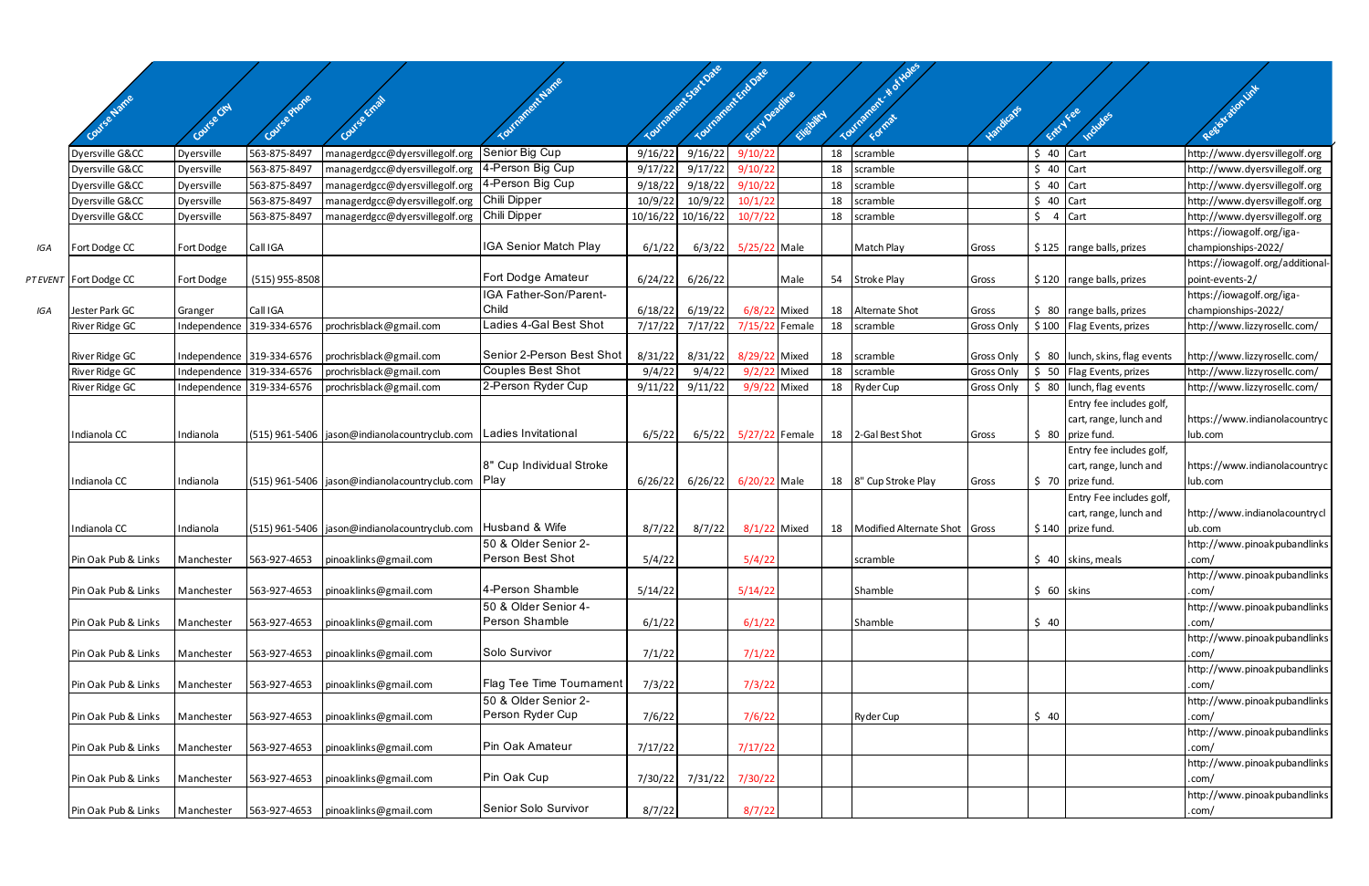| | Course Name | Course City | Course Phone | Course Email | Tournament Name | Tournament Start Date | Tournament End Date | Entry Deadline | Eligibility | Tournament - # of Holes | Format | Handicaps | Entry Fee | Includes | Registration Link |
|---|---|---|---|---|---|---|---|---|---|---|---|---|---|---|---|
| | Dyersville G&CC | Dyersville | 563-875-8497 | managerdgcc@dyersvillegolf.org | Senior Big Cup | 9/16/22 | 9/16/22 | 9/10/22 | | 18 | scramble | | $ 40 | Cart | http://www.dyersvillegolf.org |
| | Dyersville G&CC | Dyersville | 563-875-8497 | managerdgcc@dyersvillegolf.org | 4-Person Big Cup | 9/17/22 | 9/17/22 | 9/10/22 | | 18 | scramble | | $ 40 | Cart | http://www.dyersvillegolf.org |
| | Dyersville G&CC | Dyersville | 563-875-8497 | managerdgcc@dyersvillegolf.org | 4-Person Big Cup | 9/18/22 | 9/18/22 | 9/10/22 | | 18 | scramble | | $ 40 | Cart | http://www.dyersvillegolf.org |
| | Dyersville G&CC | Dyersville | 563-875-8497 | managerdgcc@dyersvillegolf.org | Chili Dipper | 10/9/22 | 10/9/22 | 10/1/22 | | 18 | scramble | | $ 40 | Cart | http://www.dyersvillegolf.org |
| | Dyersville G&CC | Dyersville | 563-875-8497 | managerdgcc@dyersvillegolf.org | Chili Dipper | 10/16/22 | 10/16/22 | 10/7/22 | | 18 | scramble | | $ 4 | Cart | http://www.dyersvillegolf.org |
| IGA | Fort Dodge CC | Fort Dodge | Call IGA | | IGA Senior Match Play | 6/1/22 | 6/3/22 | 5/25/22 | Male | | Match Play | Gross | $ 125 | range balls, prizes | https://iowagolf.org/iga-championships-2022/ |
| PT EVENT | Fort Dodge CC | Fort Dodge | (515) 955-8508 | | Fort Dodge Amateur | 6/24/22 | 6/26/22 | | Male | 54 | Stroke Play | Gross | $ 120 | range balls, prizes | https://iowagolf.org/additional-point-events-2/ |
| IGA | Jester Park GC | Granger | Call IGA | | IGA Father-Son/Parent-Child | 6/18/22 | 6/19/22 | 6/8/22 | Mixed | 18 | Alternate Shot | Gross | $ 80 | range balls, prizes | https://iowagolf.org/iga-championships-2022/ |
| | River Ridge GC | Independence | 319-334-6576 | prochrisblack@gmail.com | Ladies 4-Gal Best Shot | 7/17/22 | 7/17/22 | 7/15/22 | Female | 18 | scramble | Gross Only | $ 100 | Flag Events, prizes | http://www.lizzyrosellc.com/ |
| | River Ridge GC | Independence | 319-334-6576 | prochrisblack@gmail.com | Senior 2-Person Best Shot | 8/31/22 | 8/31/22 | 8/29/22 | Mixed | 18 | scramble | Gross Only | $ 80 | lunch, skins, flag events | http://www.lizzyrosellc.com/ |
| | River Ridge GC | Independence | 319-334-6576 | prochrisblack@gmail.com | Couples Best Shot | 9/4/22 | 9/4/22 | 9/2/22 | Mixed | 18 | scramble | Gross Only | $ 50 | Flag Events, prizes | http://www.lizzyrosellc.com/ |
| | River Ridge GC | Independence | 319-334-6576 | prochrisblack@gmail.com | 2-Person Ryder Cup | 9/11/22 | 9/11/22 | 9/9/22 | Mixed | 18 | Ryder Cup | Gross Only | $ 80 | lunch, flag events | http://www.lizzyrosellc.com/ |
| | Indianola CC | Indianola | (515) 961-5406 | jason@indianolacountryclub.com | Ladies Invitational | 6/5/22 | 6/5/22 | 5/27/22 | Female | 18 | 2-Gal Best Shot | Gross | $ 80 | Entry fee includes golf, cart, range, lunch and prize fund. | https://www.indianolacountryclub.com |
| | Indianola CC | Indianola | (515) 961-5406 | jason@indianolacountryclub.com | 8" Cup Individual Stroke Play | 6/26/22 | 6/26/22 | 6/20/22 | Male | 18 | 8" Cup Stroke Play | Gross | $ 70 | Entry fee includes golf, cart, range, lunch and prize fund. | https://www.indianolacountryclub.com |
| | Indianola CC | Indianola | (515) 961-5406 | jason@indianolacountryclub.com | Husband & Wife | 8/7/22 | 8/7/22 | 8/1/22 | Mixed | 18 | Modified Alternate Shot | Gross | $ 140 | Entry Fee includes golf, cart, range, lunch and prize fund. | http://www.indianolacountryclub.com |
| | Pin Oak Pub & Links | Manchester | 563-927-4653 | pinoaklinks@gmail.com | 50 & Older Senior 2-Person Best Shot | 5/4/22 | | 5/4/22 | | | scramble | | $ 40 | skins, meals | http://www.pinoakpubandlinks.com/ |
| | Pin Oak Pub & Links | Manchester | 563-927-4653 | pinoaklinks@gmail.com | 4-Person Shamble | 5/14/22 | | 5/14/22 | | | Shamble | | $ 60 | skins | http://www.pinoakpubandlinks.com/ |
| | Pin Oak Pub & Links | Manchester | 563-927-4653 | pinoaklinks@gmail.com | 50 & Older Senior 4-Person Shamble | 6/1/22 | | 6/1/22 | | | Shamble | | $ 40 | | http://www.pinoakpubandlinks.com/ |
| | Pin Oak Pub & Links | Manchester | 563-927-4653 | pinoaklinks@gmail.com | Solo Survivor | 7/1/22 | | 7/1/22 | | | | | | | http://www.pinoakpubandlinks.com/ |
| | Pin Oak Pub & Links | Manchester | 563-927-4653 | pinoaklinks@gmail.com | Flag Tee Time Tournament | 7/3/22 | | 7/3/22 | | | | | | | http://www.pinoakpubandlinks.com/ |
| | Pin Oak Pub & Links | Manchester | 563-927-4653 | pinoaklinks@gmail.com | 50 & Older Senior 2-Person Ryder Cup | 7/6/22 | | 7/6/22 | | | Ryder Cup | | $ 40 | | http://www.pinoakpubandlinks.com/ |
| | Pin Oak Pub & Links | Manchester | 563-927-4653 | pinoaklinks@gmail.com | Pin Oak Amateur | 7/17/22 | | 7/17/22 | | | | | | | http://www.pinoakpubandlinks.com/ |
| | Pin Oak Pub & Links | Manchester | 563-927-4653 | pinoaklinks@gmail.com | Pin Oak Cup | 7/30/22 | 7/31/22 | 7/30/22 | | | | | | | http://www.pinoakpubandlinks.com/ |
| | Pin Oak Pub & Links | Manchester | 563-927-4653 | pinoaklinks@gmail.com | Senior Solo Survivor | 8/7/22 | | 8/7/22 | | | | | | | http://www.pinoakpubandlinks.com/ |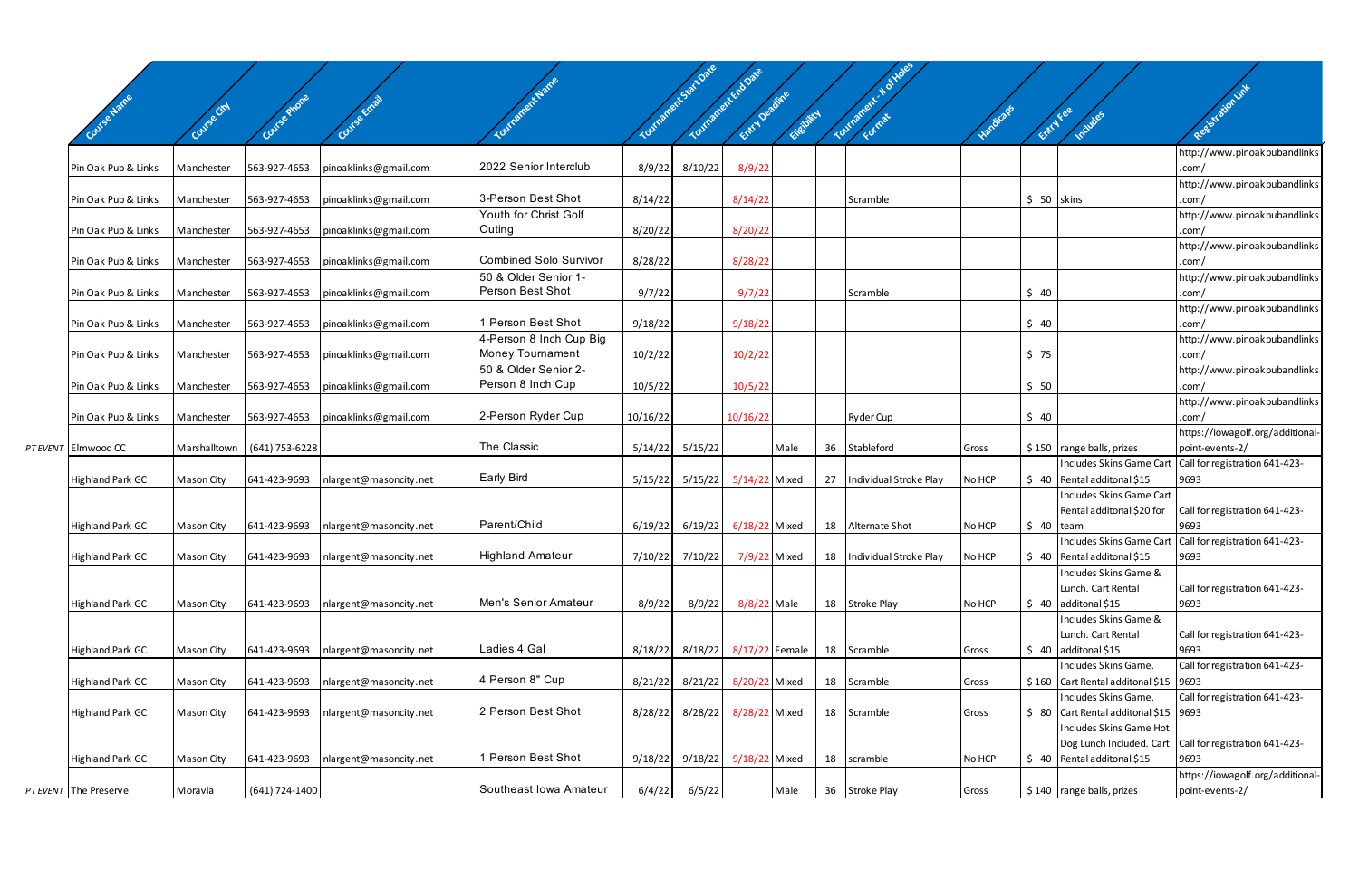| | Course Name | Course City | Course Phone | Course Email | Tournament Name | Tournament Start Date | Tournament End Date | Entry Deadline | Eligibility | Tournament - # of Holes | Format | Handicaps | Entry Fee | Includes | Registration Link |
|---|---|---|---|---|---|---|---|---|---|---|---|---|---|---|---|
| | Pin Oak Pub & Links | Manchester | 563-927-4653 | pinoaklinks@gmail.com | 2022 Senior Interclub | 8/9/22 | 8/10/22 | 8/9/22 | | | | | | | http://www.pinoakpubandlinks.com/ |
| | Pin Oak Pub & Links | Manchester | 563-927-4653 | pinoaklinks@gmail.com | 3-Person Best Shot | 8/14/22 | | 8/14/22 | | | Scramble | | $ 50 | skins | http://www.pinoakpubandlinks.com/ |
| | Pin Oak Pub & Links | Manchester | 563-927-4653 | pinoaklinks@gmail.com | Youth for Christ Golf Outing | 8/20/22 | | 8/20/22 | | | | | | | http://www.pinoakpubandlinks.com/ |
| | Pin Oak Pub & Links | Manchester | 563-927-4653 | pinoaklinks@gmail.com | Combined Solo Survivor | 8/28/22 | | 8/28/22 | | | | | | | http://www.pinoakpubandlinks.com/ |
| | Pin Oak Pub & Links | Manchester | 563-927-4653 | pinoaklinks@gmail.com | 50 & Older Senior 1-Person Best Shot | 9/7/22 | | 9/7/22 | | | Scramble | | $ 40 | | http://www.pinoakpubandlinks.com/ |
| | Pin Oak Pub & Links | Manchester | 563-927-4653 | pinoaklinks@gmail.com | 1 Person Best Shot | 9/18/22 | | 9/18/22 | | | | | $ 40 | | http://www.pinoakpubandlinks.com/ |
| | Pin Oak Pub & Links | Manchester | 563-927-4653 | pinoaklinks@gmail.com | 4-Person 8 Inch Cup Big Money Tournament | 10/2/22 | | 10/2/22 | | | | | $ 75 | | http://www.pinoakpubandlinks.com/ |
| | Pin Oak Pub & Links | Manchester | 563-927-4653 | pinoaklinks@gmail.com | 50 & Older Senior 2-Person 8 Inch Cup | 10/5/22 | | 10/5/22 | | | | | $ 50 | | http://www.pinoakpubandlinks.com/ |
| | Pin Oak Pub & Links | Manchester | 563-927-4653 | pinoaklinks@gmail.com | 2-Person Ryder Cup | 10/16/22 | | 10/16/22 | | | Ryder Cup | | $ 40 | | http://www.pinoakpubandlinks.com/ |
| PT EVENT | Elmwood CC | Marshalltown | (641) 753-6228 | | The Classic | 5/14/22 | 5/15/22 | | Male | 36 | Stableford | Gross | $ 150 | range balls, prizes | https://iowagolf.org/additional-point-events-2/ |
| | Highland Park GC | Mason City | 641-423-9693 | nlargent@masoncity.net | Early Bird | 5/15/22 | 5/15/22 | 5/14/22 | Mixed | 27 | Individual Stroke Play | No HCP | $ 40 | Includes Skins Game Cart Rental additonal $15 | Call for registration 641-423-9693 |
| | Highland Park GC | Mason City | 641-423-9693 | nlargent@masoncity.net | Parent/Child | 6/19/22 | 6/19/22 | 6/18/22 | Mixed | 18 | Alternate Shot | No HCP | $ 40 | Includes Skins Game Cart Rental additonal $20 for team | Call for registration 641-423-9693 |
| | Highland Park GC | Mason City | 641-423-9693 | nlargent@masoncity.net | Highland Amateur | 7/10/22 | 7/10/22 | 7/9/22 | Mixed | 18 | Individual Stroke Play | No HCP | $ 40 | Includes Skins Game Cart Rental additonal $15 | Call for registration 641-423-9693 |
| | Highland Park GC | Mason City | 641-423-9693 | nlargent@masoncity.net | Men's Senior Amateur | 8/9/22 | 8/9/22 | 8/8/22 | Male | 18 | Stroke Play | No HCP | $ 40 | Includes Skins Game & Lunch. Cart Rental additonal $15 | Call for registration 641-423-9693 |
| | Highland Park GC | Mason City | 641-423-9693 | nlargent@masoncity.net | Ladies 4 Gal | 8/18/22 | 8/18/22 | 8/17/22 | Female | 18 | Scramble | Gross | $ 40 | Includes Skins Game & Lunch. Cart Rental additonal $15 | Call for registration 641-423-9693 |
| | Highland Park GC | Mason City | 641-423-9693 | nlargent@masoncity.net | 4 Person 8" Cup | 8/21/22 | 8/21/22 | 8/20/22 | Mixed | 18 | Scramble | Gross | $ 160 | Includes Skins Game. Cart Rental additonal $15 | Call for registration 641-423-9693 |
| | Highland Park GC | Mason City | 641-423-9693 | nlargent@masoncity.net | 2 Person Best Shot | 8/28/22 | 8/28/22 | 8/28/22 | Mixed | 18 | Scramble | Gross | $ 80 | Includes Skins Game. Cart Rental additonal $15 | Call for registration 641-423-9693 |
| | Highland Park GC | Mason City | 641-423-9693 | nlargent@masoncity.net | 1 Person Best Shot | 9/18/22 | 9/18/22 | 9/18/22 | Mixed | 18 | scramble | No HCP | $ 40 | Includes Skins Game Hot Dog Lunch Included. Cart Rental additonal $15 | Call for registration 641-423-9693 |
| PT EVENT | The Preserve | Moravia | (641) 724-1400 | | Southeast Iowa Amateur | 6/4/22 | 6/5/22 | | Male | 36 | Stroke Play | Gross | $ 140 | range balls, prizes | https://iowagolf.org/additional-point-events-2/ |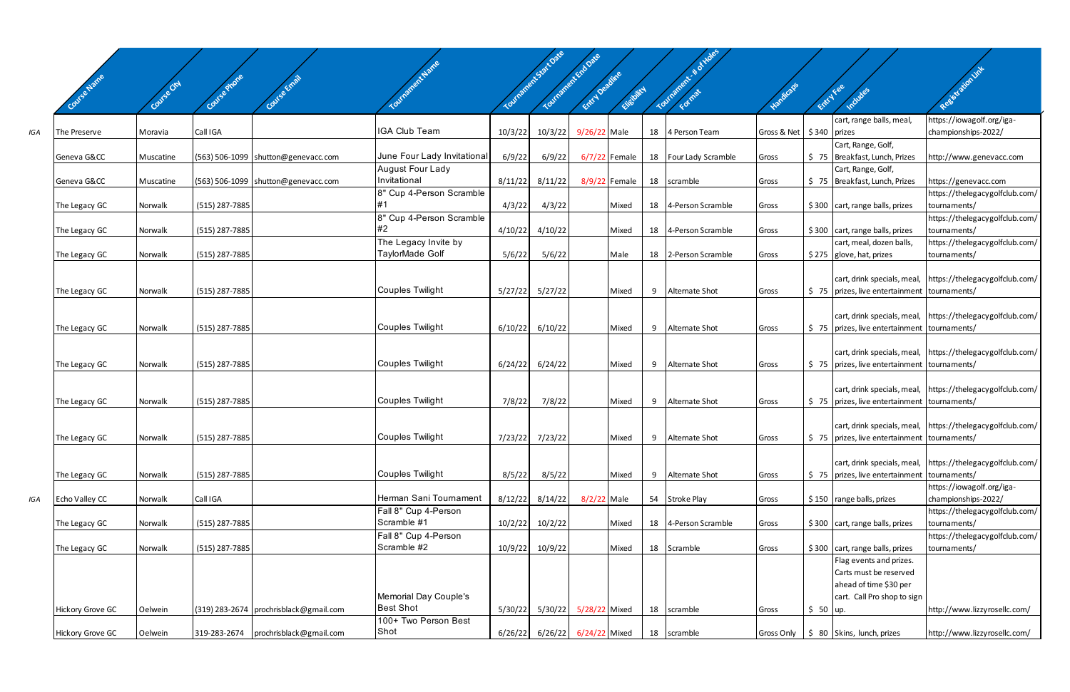| | Course Name | Course City | Course Phone | Course Email | Tournament Name | Tournament Start Date | Tournament End Date | Entry Deadline | Eligibility | Tournament - # of Holes | Format | Handicaps | Entry Fee | Includes | Registration Link |
|---|---|---|---|---|---|---|---|---|---|---|---|---|---|---|---|
| IGA | The Preserve | Moravia | Call IGA | | IGA Club Team | 10/3/22 | 10/3/22 | 9/26/22 | Male | 18 | 4 Person Team | Gross & Net | $ 340 | cart, range balls, meal, prizes | https://iowagolf.org/iga-championships-2022/ |
| | Geneva G&CC | Muscatine | (563) 506-1099 | shutton@genevacc.com | June Four Lady Invitational | 6/9/22 | 6/9/22 | 6/7/22 | Female | 18 | Four Lady Scramble | Gross | $ 75 | Cart, Range, Golf, Breakfast, Lunch, Prizes | http://www.genevacc.com |
| | Geneva G&CC | Muscatine | (563) 506-1099 | shutton@genevacc.com | August Four Lady Invitational | 8/11/22 | 8/11/22 | 8/9/22 | Female | 18 | scramble | Gross | $ 75 | Cart, Range, Golf, Breakfast, Lunch, Prizes | https://genevacc.com |
| | The Legacy GC | Norwalk | (515) 287-7885 | | 8" Cup 4-Person Scramble #1 | 4/3/22 | 4/3/22 | | Mixed | 18 | 4-Person Scramble | Gross | $ 300 | cart, range balls, prizes | https://thelegacygolfclub.com/tournaments/ |
| | The Legacy GC | Norwalk | (515) 287-7885 | | 8" Cup 4-Person Scramble #2 | 4/10/22 | 4/10/22 | | Mixed | 18 | 4-Person Scramble | Gross | $ 300 | cart, range balls, prizes | https://thelegacygolfclub.com/tournaments/ |
| | The Legacy GC | Norwalk | (515) 287-7885 | | The Legacy Invite by TaylorMade Golf | 5/6/22 | 5/6/22 | | Male | 18 | 2-Person Scramble | Gross | $ 275 | cart, meal, dozen balls, glove, hat, prizes | https://thelegacygolfclub.com/tournaments/ |
| | The Legacy GC | Norwalk | (515) 287-7885 | | Couples Twilight | 5/27/22 | 5/27/22 | | Mixed | 9 | Alternate Shot | Gross | $ 75 | cart, drink specials, meal, prizes, live entertainment | https://thelegacygolfclub.com/tournaments/ |
| | The Legacy GC | Norwalk | (515) 287-7885 | | Couples Twilight | 6/10/22 | 6/10/22 | | Mixed | 9 | Alternate Shot | Gross | $ 75 | cart, drink specials, meal, prizes, live entertainment | https://thelegacygolfclub.com/tournaments/ |
| | The Legacy GC | Norwalk | (515) 287-7885 | | Couples Twilight | 6/24/22 | 6/24/22 | | Mixed | 9 | Alternate Shot | Gross | $ 75 | cart, drink specials, meal, prizes, live entertainment | https://thelegacygolfclub.com/tournaments/ |
| | The Legacy GC | Norwalk | (515) 287-7885 | | Couples Twilight | 7/8/22 | 7/8/22 | | Mixed | 9 | Alternate Shot | Gross | $ 75 | cart, drink specials, meal, prizes, live entertainment | https://thelegacygolfclub.com/tournaments/ |
| | The Legacy GC | Norwalk | (515) 287-7885 | | Couples Twilight | 7/23/22 | 7/23/22 | | Mixed | 9 | Alternate Shot | Gross | $ 75 | cart, drink specials, meal, prizes, live entertainment | https://thelegacygolfclub.com/tournaments/ |
| | The Legacy GC | Norwalk | (515) 287-7885 | | Couples Twilight | 8/5/22 | 8/5/22 | | Mixed | 9 | Alternate Shot | Gross | $ 75 | cart, drink specials, meal, prizes, live entertainment | https://thelegacygolfclub.com/tournaments/ |
| IGA | Echo Valley CC | Norwalk | Call IGA | | Herman Sani Tournament | 8/12/22 | 8/14/22 | 8/2/22 | Male | 54 | Stroke Play | Gross | $ 150 | range balls, prizes | https://iowagolf.org/iga-championships-2022/ |
| | The Legacy GC | Norwalk | (515) 287-7885 | | Fall 8" Cup 4-Person Scramble #1 | 10/2/22 | 10/2/22 | | Mixed | 18 | 4-Person Scramble | Gross | $ 300 | cart, range balls, prizes | https://thelegacygolfclub.com/tournaments/ |
| | The Legacy GC | Norwalk | (515) 287-7885 | | Fall 8" Cup 4-Person Scramble #2 | 10/9/22 | 10/9/22 | | Mixed | 18 | Scramble | Gross | $ 300 | cart, range balls, prizes | https://thelegacygolfclub.com/tournaments/ |
| | Hickory Grove GC | Oelwein | (319) 283-2674 | prochrisblack@gmail.com | Memorial Day Couple's Best Shot | 5/30/22 | 5/30/22 | 5/28/22 | Mixed | 18 | scramble | Gross | $ 50 | Flag events and prizes. Carts must be reserved ahead of time $30 per cart. Call Pro shop to sign up. | http://www.lizzyrosellc.com/ |
| | Hickory Grove GC | Oelwein | 319-283-2674 | prochrisblack@gmail.com | 100+ Two Person Best Shot | 6/26/22 | 6/26/22 | 6/24/22 | Mixed | 18 | scramble | Gross Only | $ 80 | Skins, lunch, prizes | http://www.lizzyrosellc.com/ |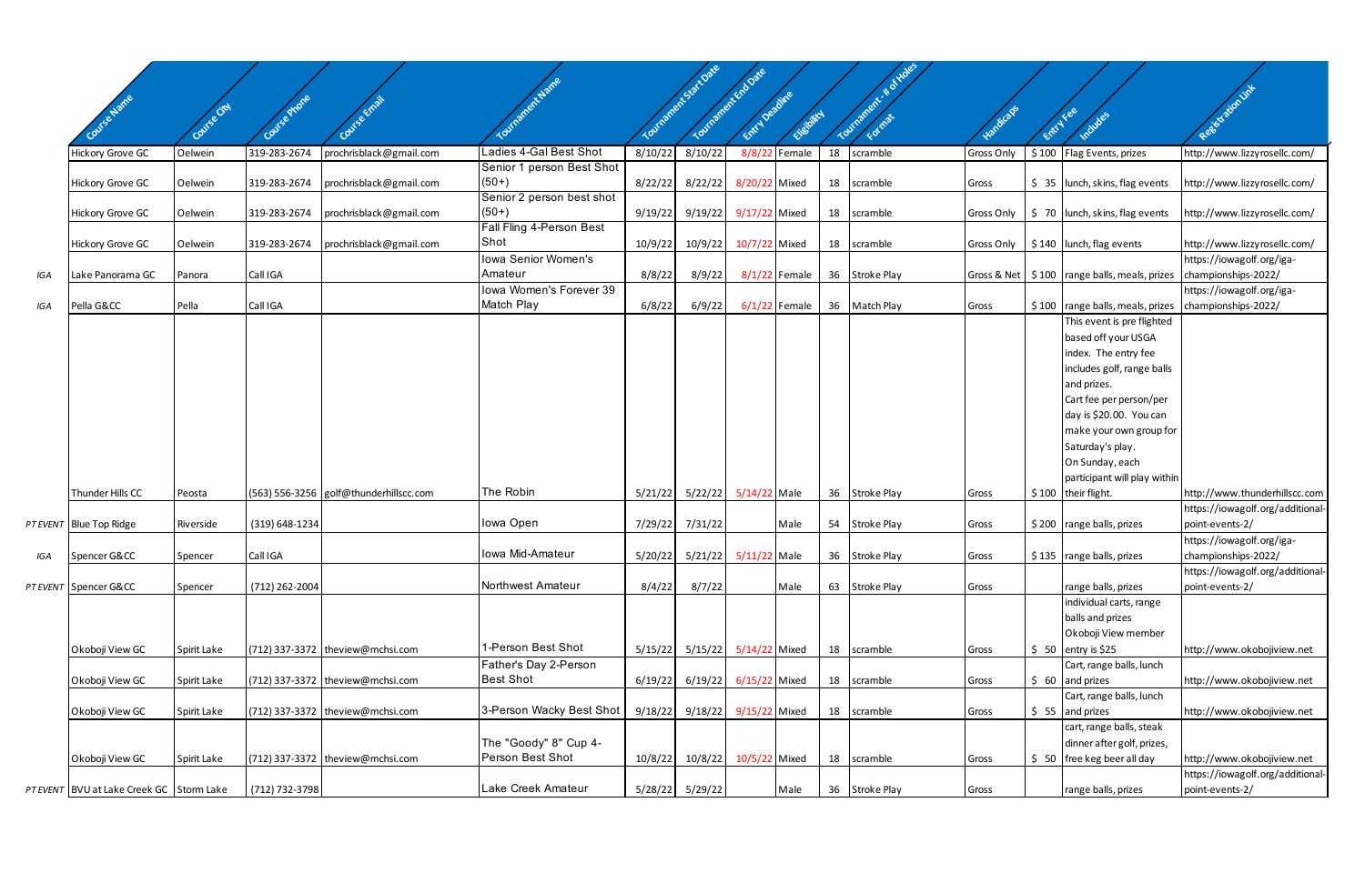|  | Course Name | Course City | Course Phone | Course Email | Tournament Name | Tournament Start Date | Tournament End Date | Entry Deadline | Eligibility | Tournament - # of Holes | Format | Handicaps | Entry Fee | Includes | Registration Link |
|---|---|---|---|---|---|---|---|---|---|---|---|---|---|---|---|
|  | Hickory Grove GC | Oelwein | 319-283-2674 | prochrisblack@gmail.com | Ladies 4-Gal Best Shot | 8/10/22 | 8/10/22 | 8/8/22 | Female | 18 | scramble | Gross Only | $ 100 | Flag Events, prizes | http://www.lizzyrosellc.com/ |
|  | Hickory Grove GC | Oelwein | 319-283-2674 | prochrisblack@gmail.com | Senior 1 person Best Shot (50+) | 8/22/22 | 8/22/22 | 8/20/22 | Mixed | 18 | scramble | Gross | $ 35 | lunch, skins, flag events | http://www.lizzyrosellc.com/ |
|  | Hickory Grove GC | Oelwein | 319-283-2674 | prochrisblack@gmail.com | Senior 2 person best shot (50+) | 9/19/22 | 9/19/22 | 9/17/22 | Mixed | 18 | scramble | Gross Only | $ 70 | lunch, skins, flag events | http://www.lizzyrosellc.com/ |
|  | Hickory Grove GC | Oelwein | 319-283-2674 | prochrisblack@gmail.com | Fall Fling 4-Person Best Shot | 10/9/22 | 10/9/22 | 10/7/22 | Mixed | 18 | scramble | Gross Only | $ 140 | lunch, flag events | http://www.lizzyrosellc.com/ |
| IGA | Lake Panorama GC | Panora | Call IGA |  | Iowa Senior Women's Amateur | 8/8/22 | 8/9/22 | 8/1/22 | Female | 36 | Stroke Play | Gross & Net | $ 100 | range balls, meals, prizes | https://iowagolf.org/iga-championships-2022/ |
| IGA | Pella G&CC | Pella | Call IGA |  | Iowa Women's Forever 39 Match Play | 6/8/22 | 6/9/22 | 6/1/22 | Female | 36 | Match Play | Gross | $ 100 | range balls, meals, prizes | https://iowagolf.org/iga-championships-2022/ |
|  | Thunder Hills CC | Peosta | (563) 556-3256 | golf@thunderhillscc.com | The Robin | 5/21/22 | 5/22/22 | 5/14/22 | Male | 36 | Stroke Play | Gross | $ 100 | This event is pre flighted based off your USGA index. The entry fee includes golf, range balls and prizes. Cart fee per person/per day is $20.00. You can make your own group for Saturday's play. On Sunday, each participant will play within their flight. | http://www.thunderhillscc.com |
| PT EVENT | Blue Top Ridge | Riverside | (319) 648-1234 |  | Iowa Open | 7/29/22 | 7/31/22 |  | Male | 54 | Stroke Play | Gross | $ 200 | range balls, prizes | https://iowagolf.org/additional-point-events-2/ |
| IGA | Spencer G&CC | Spencer | Call IGA |  | Iowa Mid-Amateur | 5/20/22 | 5/21/22 | 5/11/22 | Male | 36 | Stroke Play | Gross | $ 135 | range balls, prizes | https://iowagolf.org/iga-championships-2022/ |
| PT EVENT | Spencer G&CC | Spencer | (712) 262-2004 |  | Northwest Amateur | 8/4/22 | 8/7/22 |  | Male | 63 | Stroke Play | Gross |  | range balls, prizes | https://iowagolf.org/additional-point-events-2/ |
|  | Okoboji View GC | Spirit Lake | (712) 337-3372 | theview@mchsi.com | 1-Person Best Shot | 5/15/22 | 5/15/22 | 5/14/22 | Mixed | 18 | scramble | Gross | $ 50 | individual carts, range balls and prizes Okoboji View member entry is $25 | http://www.okobojiview.net |
|  | Okoboji View GC | Spirit Lake | (712) 337-3372 | theview@mchsi.com | Father's Day 2-Person Best Shot | 6/19/22 | 6/19/22 | 6/15/22 | Mixed | 18 | scramble | Gross | $ 60 | Cart, range balls, lunch and prizes | http://www.okobojiview.net |
|  | Okoboji View GC | Spirit Lake | (712) 337-3372 | theview@mchsi.com | 3-Person Wacky Best Shot | 9/18/22 | 9/18/22 | 9/15/22 | Mixed | 18 | scramble | Gross | $ 55 | Cart, range balls, lunch and prizes | http://www.okobojiview.net |
|  | Okoboji View GC | Spirit Lake | (712) 337-3372 | theview@mchsi.com | The "Goody" 8" Cup 4-Person Best Shot | 10/8/22 | 10/8/22 | 10/5/22 | Mixed | 18 | scramble | Gross | $ 50 | cart, range balls, steak dinner after golf, prizes, free keg beer all day | http://www.okobojiview.net |
| PT EVENT | BVU at Lake Creek GC | Storm Lake | (712) 732-3798 |  | Lake Creek Amateur | 5/28/22 | 5/29/22 |  | Male | 36 | Stroke Play | Gross |  | range balls, prizes | https://iowagolf.org/additional-point-events-2/ |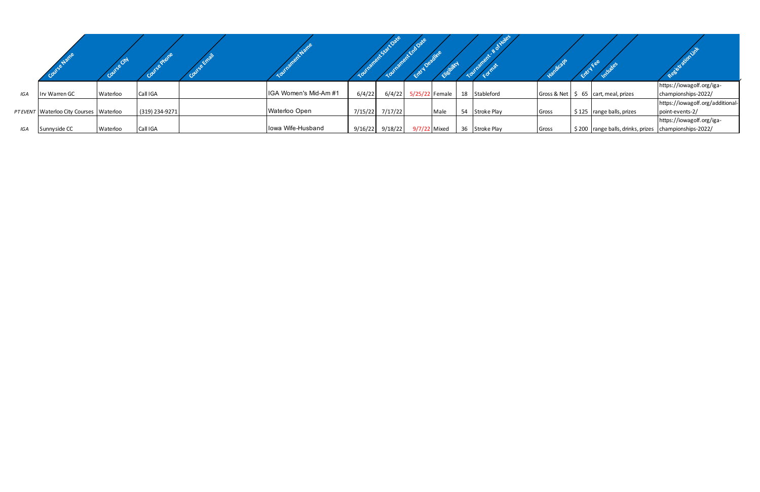| | Course Name | Course City | Course Phone | Course Email | Tournament Name | Tournament Start Date | Tournament End Date | Entry Deadline | Eligibility | Tournament - # of Holes | Format | Handicaps | Entry Fee | Includes | Registration Link |
|---|---|---|---|---|---|---|---|---|---|---|---|---|---|---|---|
| *IGA* | Irv Warren GC | Waterloo | Call IGA | | IGA Women's Mid-Am #1 | 6/4/22 | 6/4/22 | 5/25/22 | Female | 18 | Stableford | Gross & Net | $ 65 | cart, meal, prizes | https://iowagolf.org/iga-championships-2022/ |
| *PT EVENT* | Waterloo City Courses | Waterloo | (319) 234-9271 | | Waterloo Open | 7/15/22 | 7/17/22 | | Male | 54 | Stroke Play | Gross | $ 125 | range balls, prizes | https://iowagolf.org/additional-point-events-2/ |
| *IGA* | Sunnyside CC | Waterloo | Call IGA | | Iowa Wife-Husband | 9/16/22 | 9/18/22 | 9/7/22 | Mixed | 36 | Stroke Play | Gross | $ 200 | range balls, drinks, prizes | https://iowagolf.org/iga-championships-2022/ |